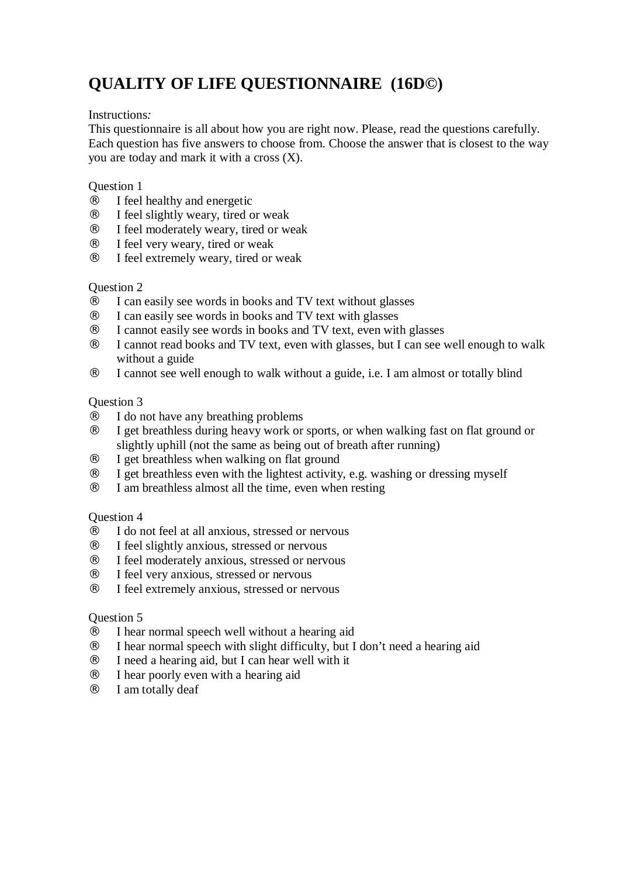# QUALITY OF LIFE QUESTIONNAIRE (16D©)

Instructions*:*
This questionnaire is all about how you are right now. Please, read the questions carefully. Each question has five answers to choose from. Choose the answer that is closest to the way you are today and mark it with a cross (X).

Question 1

- ® I feel healthy and energetic
- ® I feel slightly weary, tired or weak
- ® I feel moderately weary, tired or weak
- ® I feel very weary, tired or weak
- ® I feel extremely weary, tired or weak

Question 2

- ® I can easily see words in books and TV text without glasses
- ® I can easily see words in books and TV text with glasses
- ® I cannot easily see words in books and TV text, even with glasses
- ® I cannot read books and TV text, even with glasses, but I can see well enough to walk without a guide
- ® I cannot see well enough to walk without a guide, i.e. I am almost or totally blind

Question 3

- ® I do not have any breathing problems
- ® I get breathless during heavy work or sports, or when walking fast on flat ground or slightly uphill (not the same as being out of breath after running)
- ® I get breathless when walking on flat ground
- ® I get breathless even with the lightest activity, e.g. washing or dressing myself
- ® I am breathless almost all the time, even when resting

Question 4

- ® I do not feel at all anxious, stressed or nervous
- ® I feel slightly anxious, stressed or nervous
- ® I feel moderately anxious, stressed or nervous
- ® I feel very anxious, stressed or nervous
- ® I feel extremely anxious, stressed or nervous

Question 5

- ® I hear normal speech well without a hearing aid
- ® I hear normal speech with slight difficulty, but I don't need a hearing aid
- ® I need a hearing aid, but I can hear well with it
- ® I hear poorly even with a hearing aid
- ® I am totally deaf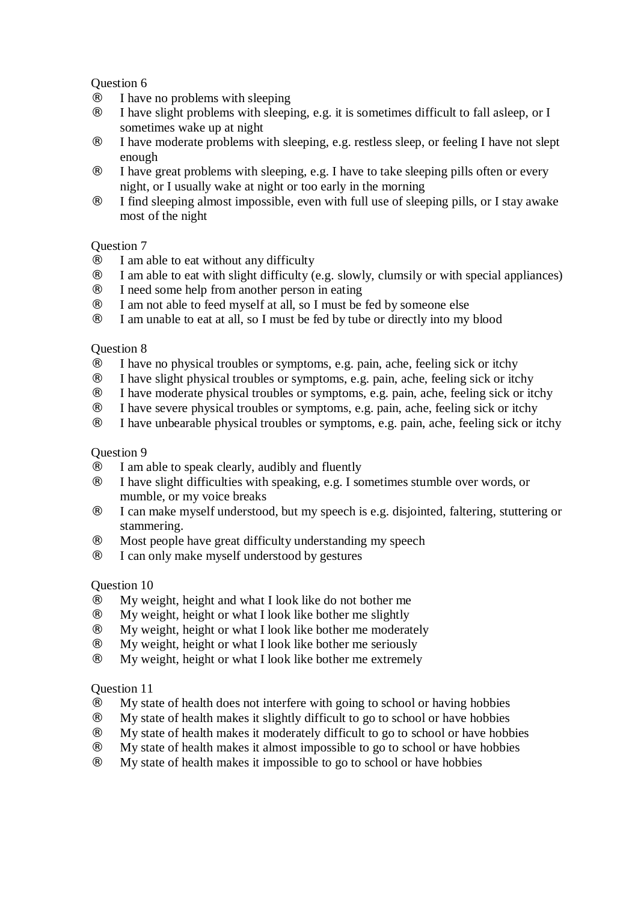Question 6

® I have no problems with sleeping
® I have slight problems with sleeping, e.g. it is sometimes difficult to fall asleep, or I sometimes wake up at night
® I have moderate problems with sleeping, e.g. restless sleep, or feeling I have not slept enough
® I have great problems with sleeping, e.g. I have to take sleeping pills often or every night, or I usually wake at night or too early in the morning
® I find sleeping almost impossible, even with full use of sleeping pills, or I stay awake most of the night

Question 7

® I am able to eat without any difficulty
® I am able to eat with slight difficulty (e.g. slowly, clumsily or with special appliances)
® I need some help from another person in eating
® I am not able to feed myself at all, so I must be fed by someone else
® I am unable to eat at all, so I must be fed by tube or directly into my blood

Question 8

® I have no physical troubles or symptoms, e.g. pain, ache, feeling sick or itchy
® I have slight physical troubles or symptoms, e.g. pain, ache, feeling sick or itchy
® I have moderate physical troubles or symptoms, e.g. pain, ache, feeling sick or itchy
® I have severe physical troubles or symptoms, e.g. pain, ache, feeling sick or itchy
® I have unbearable physical troubles or symptoms, e.g. pain, ache, feeling sick or itchy

Question 9

® I am able to speak clearly, audibly and fluently
® I have slight difficulties with speaking, e.g. I sometimes stumble over words, or mumble, or my voice breaks
® I can make myself understood, but my speech is e.g. disjointed, faltering, stuttering or stammering.
® Most people have great difficulty understanding my speech
® I can only make myself understood by gestures

Question 10

® My weight, height and what I look like do not bother me
® My weight, height or what I look like bother me slightly
® My weight, height or what I look like bother me moderately
® My weight, height or what I look like bother me seriously
® My weight, height or what I look like bother me extremely

Question 11

® My state of health does not interfere with going to school or having hobbies
® My state of health makes it slightly difficult to go to school or have hobbies
® My state of health makes it moderately difficult to go to school or have hobbies
® My state of health makes it almost impossible to go to school or have hobbies
® My state of health makes it impossible to go to school or have hobbies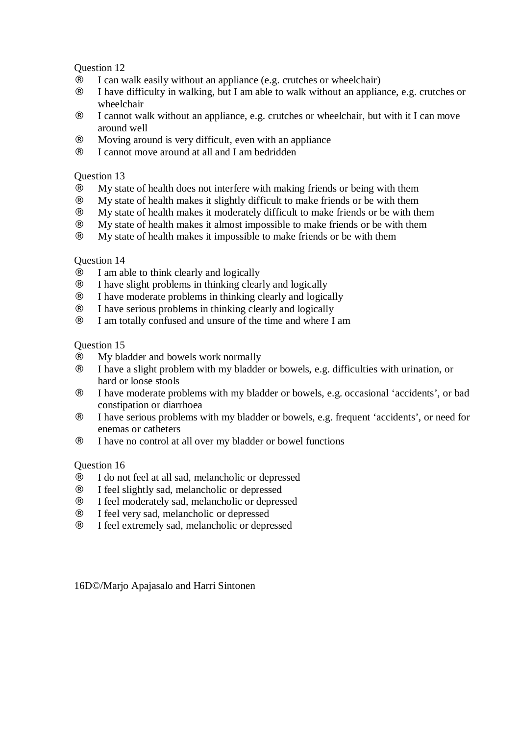Question 12

- ® I can walk easily without an appliance (e.g. crutches or wheelchair)
- ® I have difficulty in walking, but I am able to walk without an appliance, e.g. crutches or wheelchair
- ® I cannot walk without an appliance, e.g. crutches or wheelchair, but with it I can move around well
- ® Moving around is very difficult, even with an appliance
- ® I cannot move around at all and I am bedridden

Question 13

- ® My state of health does not interfere with making friends or being with them
- ® My state of health makes it slightly difficult to make friends or be with them
- ® My state of health makes it moderately difficult to make friends or be with them
- ® My state of health makes it almost impossible to make friends or be with them
- ® My state of health makes it impossible to make friends or be with them

Question 14

- ® I am able to think clearly and logically
- ® I have slight problems in thinking clearly and logically
- ® I have moderate problems in thinking clearly and logically
- ® I have serious problems in thinking clearly and logically
- ® I am totally confused and unsure of the time and where I am

Question 15

- ® My bladder and bowels work normally
- ® I have a slight problem with my bladder or bowels, e.g. difficulties with urination, or hard or loose stools
- ® I have moderate problems with my bladder or bowels, e.g. occasional 'accidents', or bad constipation or diarrhoea
- ® I have serious problems with my bladder or bowels, e.g. frequent 'accidents', or need for enemas or catheters
- ® I have no control at all over my bladder or bowel functions

Question 16

- ® I do not feel at all sad, melancholic or depressed
- ® I feel slightly sad, melancholic or depressed
- ® I feel moderately sad, melancholic or depressed
- ® I feel very sad, melancholic or depressed
- ® I feel extremely sad, melancholic or depressed

16D©/Marjo Apajasalo and Harri Sintonen